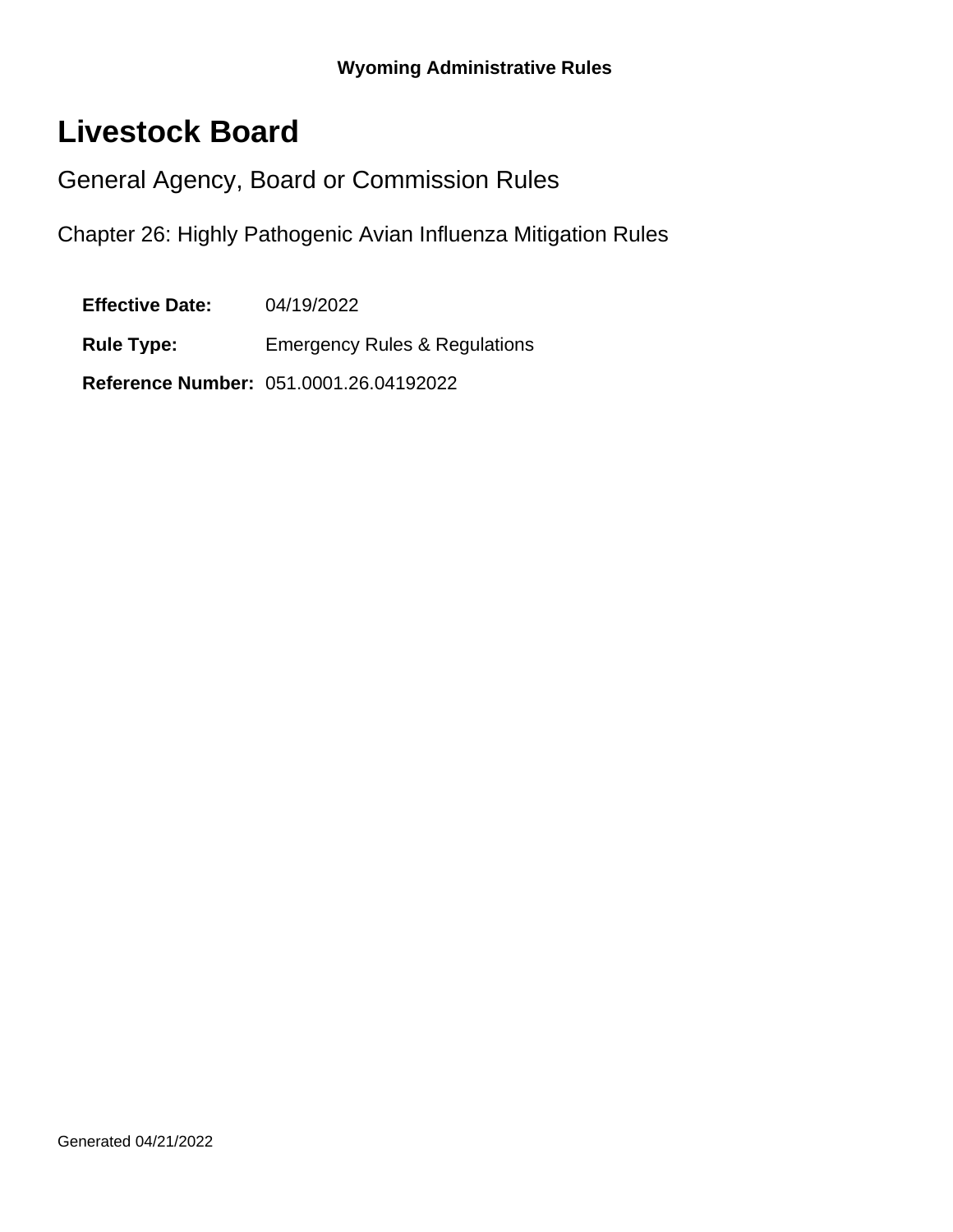**Wyoming Administrative Rules**

# Livestock Board

## General Agency, Board or Commission Rules

### Chapter 26: Highly Pathogenic Avian Influenza Mitigation Rules

**Effective Date:** 04/19/2022

**Rule Type:** Emergency Rules & Regulations

**Reference Number:** 051.0001.26.04192022

Generated 04/21/2022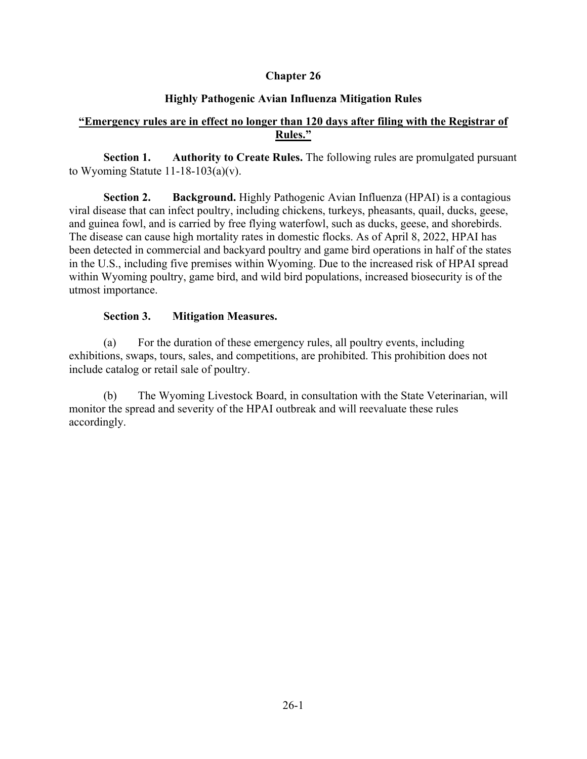# Chapter 26

## Highly Pathogenic Avian Influenza Mitigation Rules

**<u>"Emergency rules are in effect no longer than 120 days after filing with the Registrar of Rules."</u>**

**Section 1. Authority to Create Rules.** The following rules are promulgated pursuant to Wyoming Statute 11-18-103(a)(v).

**Section 2. Background.** Highly Pathogenic Avian Influenza (HPAI) is a contagious viral disease that can infect poultry, including chickens, turkeys, pheasants, quail, ducks, geese, and guinea fowl, and is carried by free flying waterfowl, such as ducks, geese, and shorebirds. The disease can cause high mortality rates in domestic flocks. As of April 8, 2022, HPAI has been detected in commercial and backyard poultry and game bird operations in half of the states in the U.S., including five premises within Wyoming. Due to the increased risk of HPAI spread within Wyoming poultry, game bird, and wild bird populations, increased biosecurity is of the utmost importance.

**Section 3. Mitigation Measures.**

(a) For the duration of these emergency rules, all poultry events, including exhibitions, swaps, tours, sales, and competitions, are prohibited. This prohibition does not include catalog or retail sale of poultry.

(b) The Wyoming Livestock Board, in consultation with the State Veterinarian, will monitor the spread and severity of the HPAI outbreak and will reevaluate these rules accordingly.